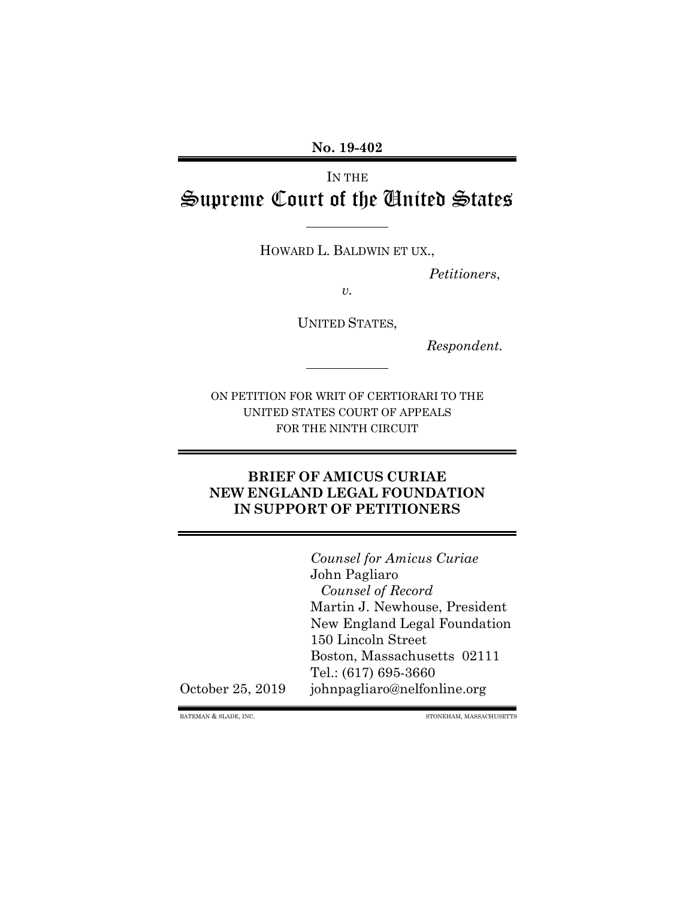**No. 19-402**

IN THE

# Supreme Court of the United States

HOWARD L. BALDWIN ET UX.,

*Petitioners*,

*v.*

UNITED STATES,

*Respondent.*

ON PETITION FOR WRIT OF CERTIORARI TO THE UNITED STATES COURT OF APPEALS FOR THE NINTH CIRCUIT

## BRIEF OF AMICUS CURIAE NEW ENGLAND LEGAL FOUNDATION IN SUPPORT OF PETITIONERS

*Counsel for Amicus Curiae*
John Pagliaro
*Counsel of Record*
Martin J. Newhouse, President
New England Legal Foundation
150 Lincoln Street
Boston, Massachusetts 02111
Tel.: (617) 695-3660
johnpagliaro@nelfonline.org

October 25, 2019

BATEMAN & SLADE, INC. STONEHAM, MASSACHUSETTS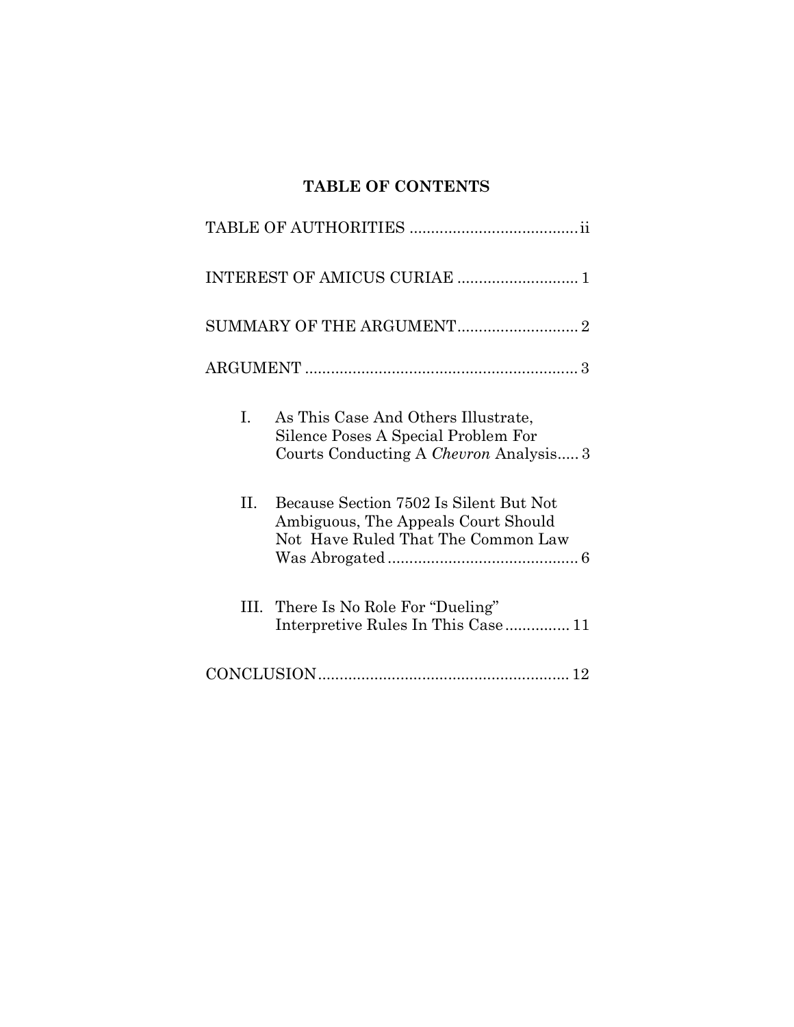## TABLE OF CONTENTS

TABLE OF AUTHORITIES ....................................... ii

INTEREST OF AMICUS CURIAE ............................ 1

SUMMARY OF THE ARGUMENT............................ 2

ARGUMENT ............................................................... 3

I. As This Case And Others Illustrate, Silence Poses A Special Problem For Courts Conducting A *Chevron* Analysis..... 3

II. Because Section 7502 Is Silent But Not Ambiguous, The Appeals Court Should Not Have Ruled That The Common Law Was Abrogated ............................................ 6

III. There Is No Role For "Dueling" Interpretive Rules In This Case ............... 11

CONCLUSION.......................................................... 12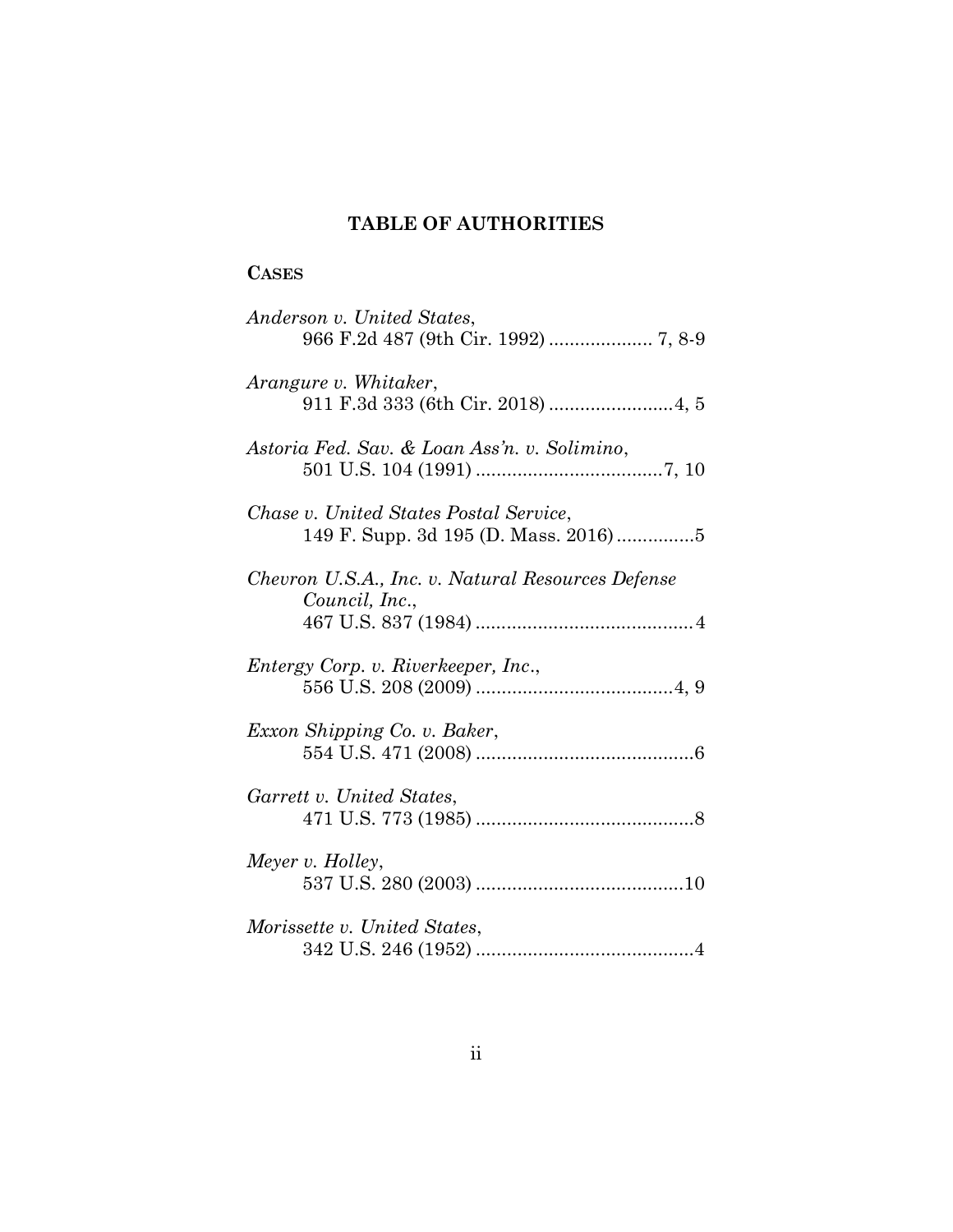## TABLE OF AUTHORITIES

### CASES

*Anderson v. United States*,
966 F.2d 487 (9th Cir. 1992) .................... 7, 8-9

*Arangure v. Whitaker*,
911 F.3d 333 (6th Cir. 2018) ........................4, 5

*Astoria Fed. Sav. & Loan Ass'n. v. Solimino*,
501 U.S. 104 (1991) ....................................7, 10

*Chase v. United States Postal Service*,
149 F. Supp. 3d 195 (D. Mass. 2016) ...............5

*Chevron U.S.A., Inc. v. Natural Resources Defense Council, Inc.*,
467 U.S. 837 (1984) ..........................................4

*Entergy Corp. v. Riverkeeper, Inc.*,
556 U.S. 208 (2009) ......................................4, 9

*Exxon Shipping Co. v. Baker*,
554 U.S. 471 (2008) ..........................................6

*Garrett v. United States*,
471 U.S. 773 (1985) ..........................................8

*Meyer v. Holley*,
537 U.S. 280 (2003) ........................................10

*Morissette v. United States*,
342 U.S. 246 (1952) ..........................................4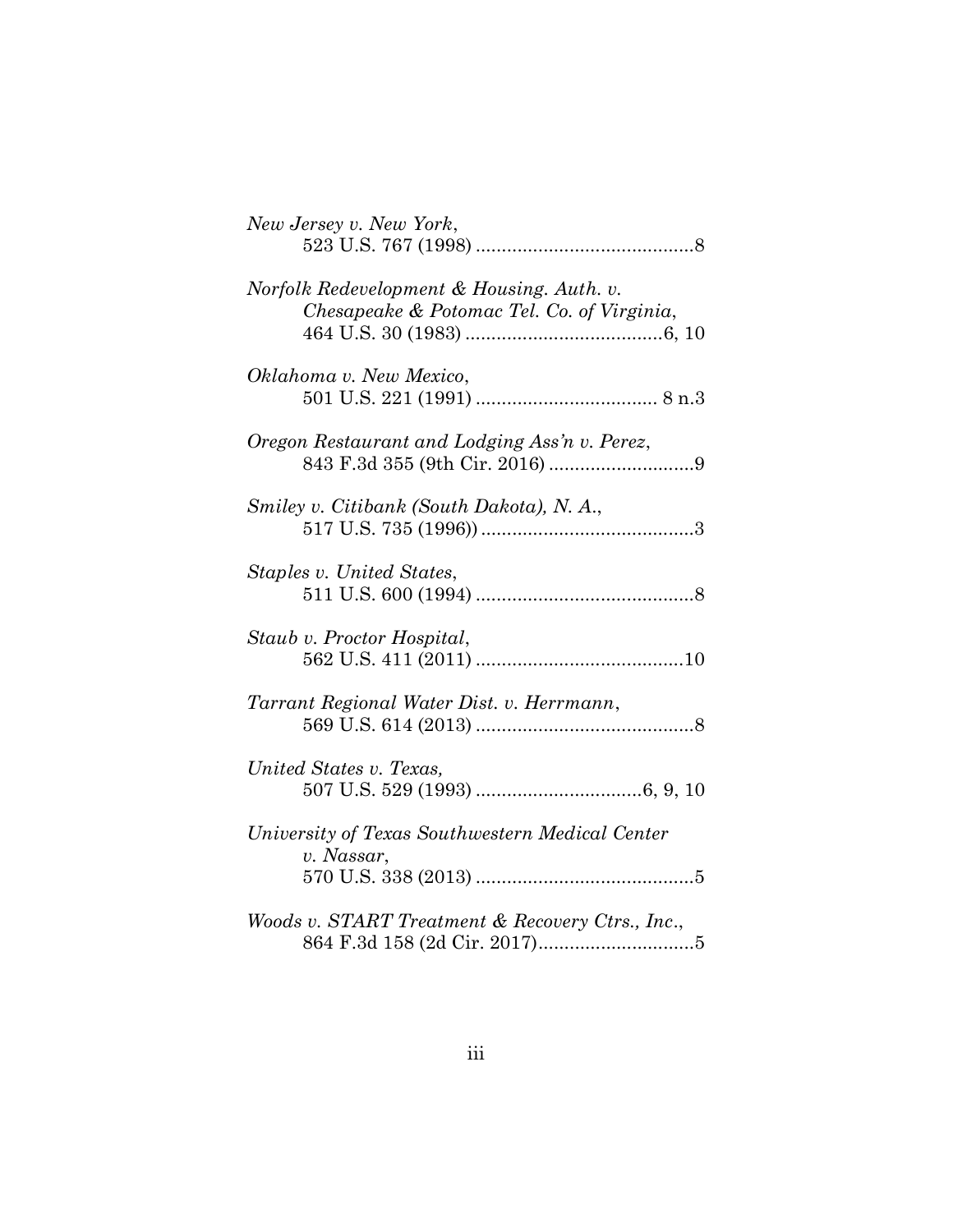*New Jersey v. New York*,
523 U.S. 767 (1998) ..........................................8

*Norfolk Redevelopment & Housing. Auth. v. Chesapeake & Potomac Tel. Co. of Virginia*,
464 U.S. 30 (1983) ......................................6, 10

*Oklahoma v. New Mexico*,
501 U.S. 221 (1991) ................................... 8 n.3

*Oregon Restaurant and Lodging Ass'n v. Perez*,
843 F.3d 355 (9th Cir. 2016) ............................9

*Smiley v. Citibank (South Dakota), N. A.*,
517 U.S. 735 (1996)) .........................................3

*Staples v. United States*,
511 U.S. 600 (1994) ..........................................8

*Staub v. Proctor Hospital*,
562 U.S. 411 (2011) ........................................10

*Tarrant Regional Water Dist. v. Herrmann*,
569 U.S. 614 (2013) ..........................................8

*United States v. Texas,*
507 U.S. 529 (1993) ................................6, 9, 10

*University of Texas Southwestern Medical Center v. Nassar*,
570 U.S. 338 (2013) ..........................................5

*Woods v. START Treatment & Recovery Ctrs., Inc.*,
864 F.3d 158 (2d Cir. 2017)..............................5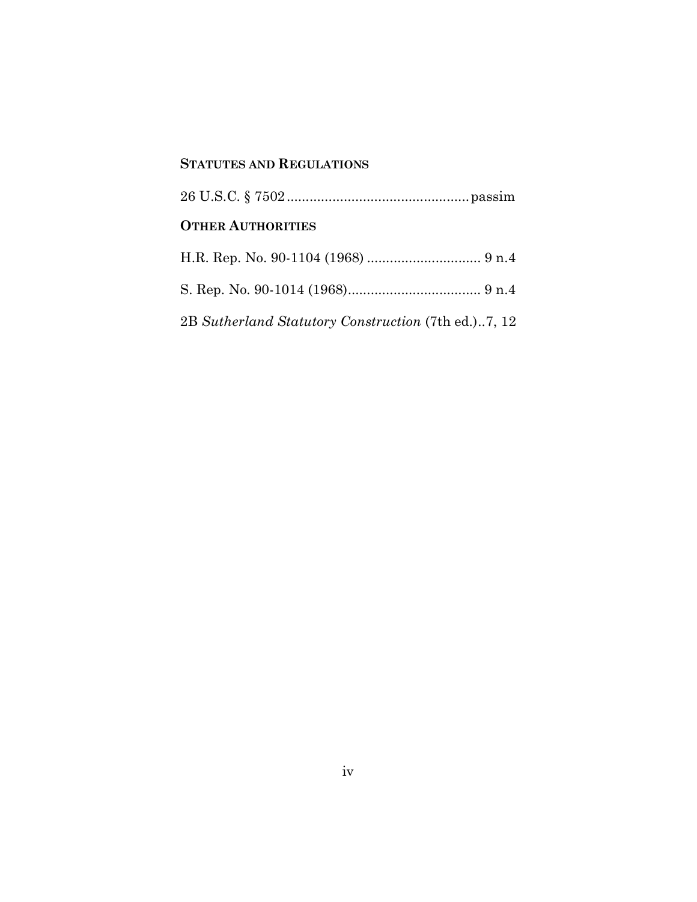**STATUTES AND REGULATIONS**

26 U.S.C. § 7502 ................................................ passim

**OTHER AUTHORITIES**

H.R. Rep. No. 90-1104 (1968) .............................. 9 n.4

S. Rep. No. 90-1014 (1968)................................... 9 n.4

2B *Sutherland Statutory Construction* (7th ed.)..7, 12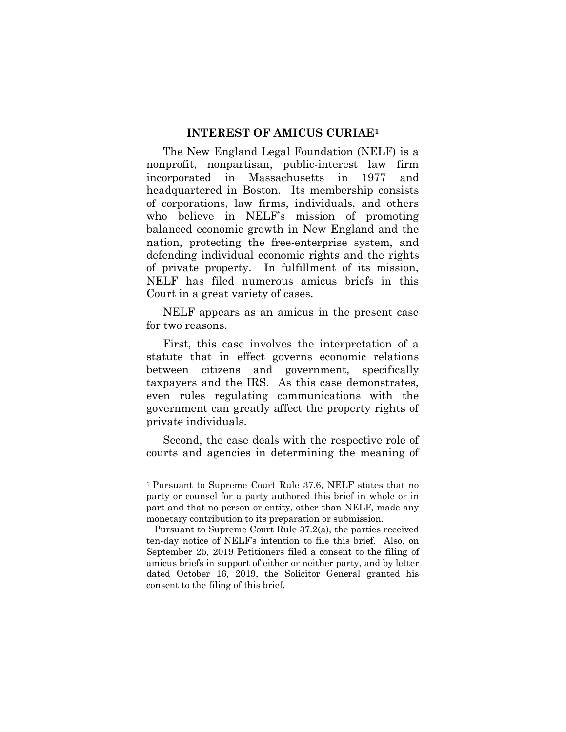## INTEREST OF AMICUS CURIAE[1]

The New England Legal Foundation (NELF) is a nonprofit, nonpartisan, public-interest law firm incorporated in Massachusetts in 1977 and headquartered in Boston. Its membership consists of corporations, law firms, individuals, and others who believe in NELF's mission of promoting balanced economic growth in New England and the nation, protecting the free-enterprise system, and defending individual economic rights and the rights of private property. In fulfillment of its mission, NELF has filed numerous amicus briefs in this Court in a great variety of cases.

NELF appears as an amicus in the present case for two reasons.

First, this case involves the interpretation of a statute that in effect governs economic relations between citizens and government, specifically taxpayers and the IRS. As this case demonstrates, even rules regulating communications with the government can greatly affect the property rights of private individuals.

Second, the case deals with the respective role of courts and agencies in determining the meaning of

---

[1] Pursuant to Supreme Court Rule 37.6, NELF states that no party or counsel for a party authored this brief in whole or in part and that no person or entity, other than NELF, made any monetary contribution to its preparation or submission.

Pursuant to Supreme Court Rule 37.2(a), the parties received ten-day notice of NELF's intention to file this brief. Also, on September 25, 2019 Petitioners filed a consent to the filing of amicus briefs in support of either or neither party, and by letter dated October 16, 2019, the Solicitor General granted his consent to the filing of this brief.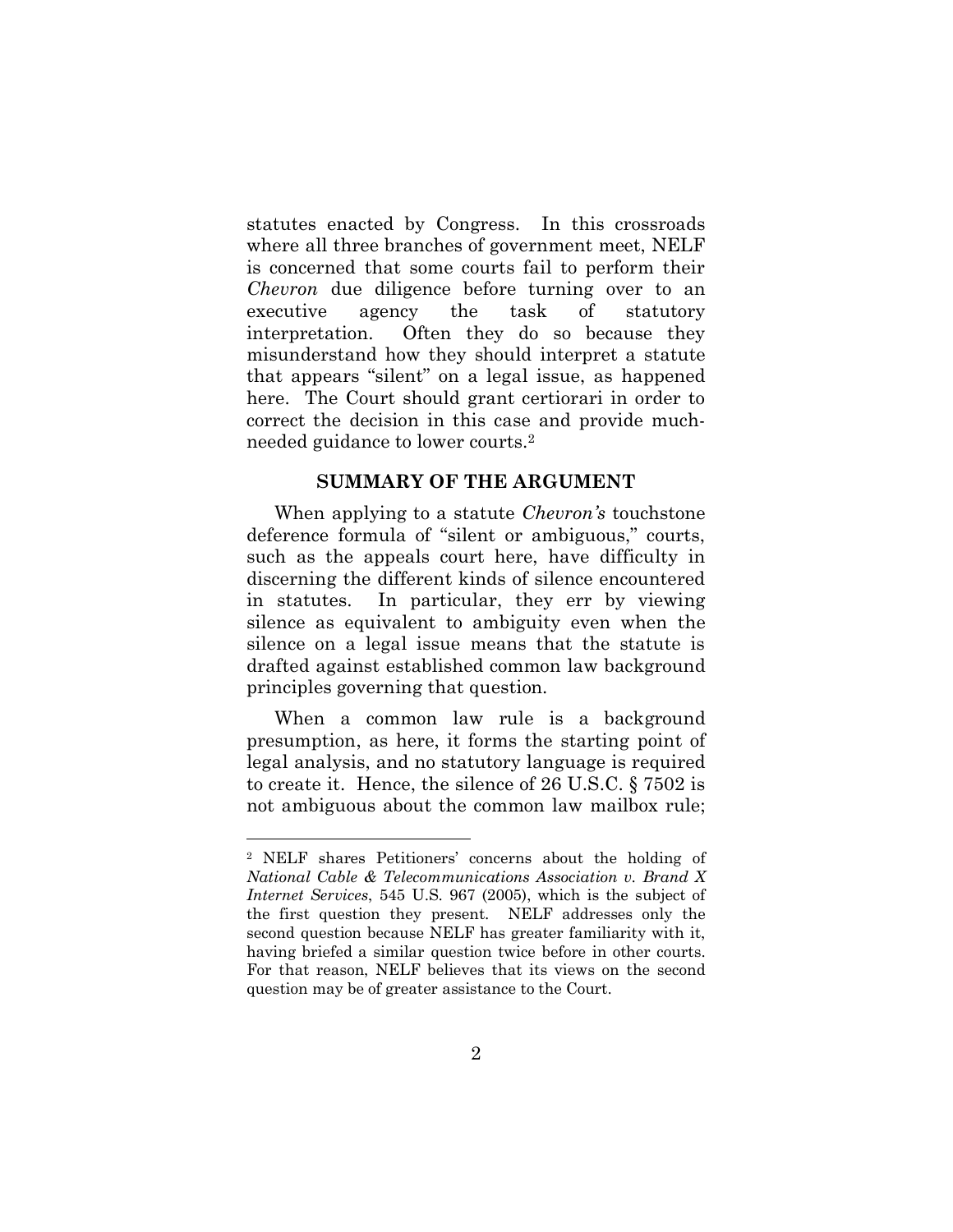statutes enacted by Congress. In this crossroads where all three branches of government meet, NELF is concerned that some courts fail to perform their *Chevron* due diligence before turning over to an executive agency the task of statutory interpretation. Often they do so because they misunderstand how they should interpret a statute that appears "silent" on a legal issue, as happened here. The Court should grant certiorari in order to correct the decision in this case and provide much-needed guidance to lower courts.[2]

## SUMMARY OF THE ARGUMENT

When applying to a statute *Chevron's* touchstone deference formula of "silent or ambiguous," courts, such as the appeals court here, have difficulty in discerning the different kinds of silence encountered in statutes. In particular, they err by viewing silence as equivalent to ambiguity even when the silence on a legal issue means that the statute is drafted against established common law background principles governing that question.

When a common law rule is a background presumption, as here, it forms the starting point of legal analysis, and no statutory language is required to create it. Hence, the silence of 26 U.S.C. § 7502 is not ambiguous about the common law mailbox rule;

---

[2] NELF shares Petitioners' concerns about the holding of *National Cable & Telecommunications Association v. Brand X Internet Services*, 545 U.S. 967 (2005), which is the subject of the first question they present. NELF addresses only the second question because NELF has greater familiarity with it, having briefed a similar question twice before in other courts. For that reason, NELF believes that its views on the second question may be of greater assistance to the Court.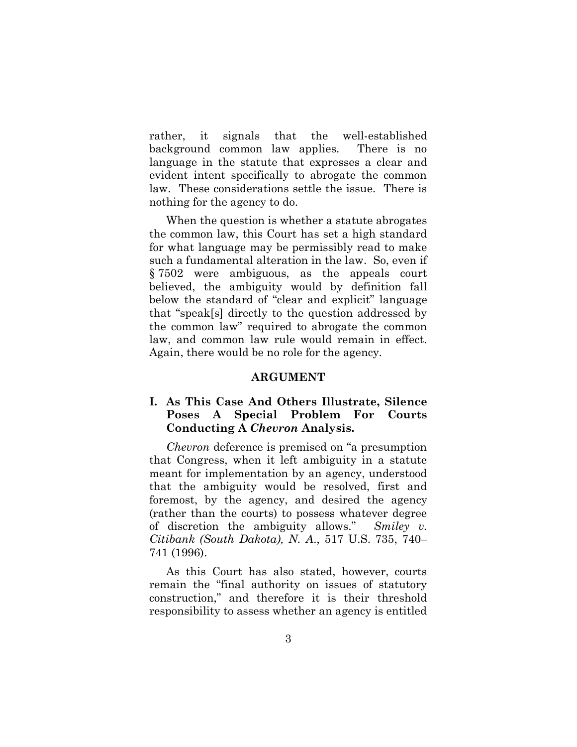rather, it signals that the well-established background common law applies. There is no language in the statute that expresses a clear and evident intent specifically to abrogate the common law. These considerations settle the issue. There is nothing for the agency to do.

When the question is whether a statute abrogates the common law, this Court has set a high standard for what language may be permissibly read to make such a fundamental alteration in the law. So, even if § 7502 were ambiguous, as the appeals court believed, the ambiguity would by definition fall below the standard of "clear and explicit" language that "speak[s] directly to the question addressed by the common law" required to abrogate the common law, and common law rule would remain in effect. Again, there would be no role for the agency.

## ARGUMENT

### I. As This Case And Others Illustrate, Silence Poses A Special Problem For Courts Conducting A *Chevron* Analysis.

*Chevron* deference is premised on "a presumption that Congress, when it left ambiguity in a statute meant for implementation by an agency, understood that the ambiguity would be resolved, first and foremost, by the agency, and desired the agency (rather than the courts) to possess whatever degree of discretion the ambiguity allows." *Smiley v. Citibank (South Dakota), N. A.*, 517 U.S. 735, 740–741 (1996).

As this Court has also stated, however, courts remain the "final authority on issues of statutory construction," and therefore it is their threshold responsibility to assess whether an agency is entitled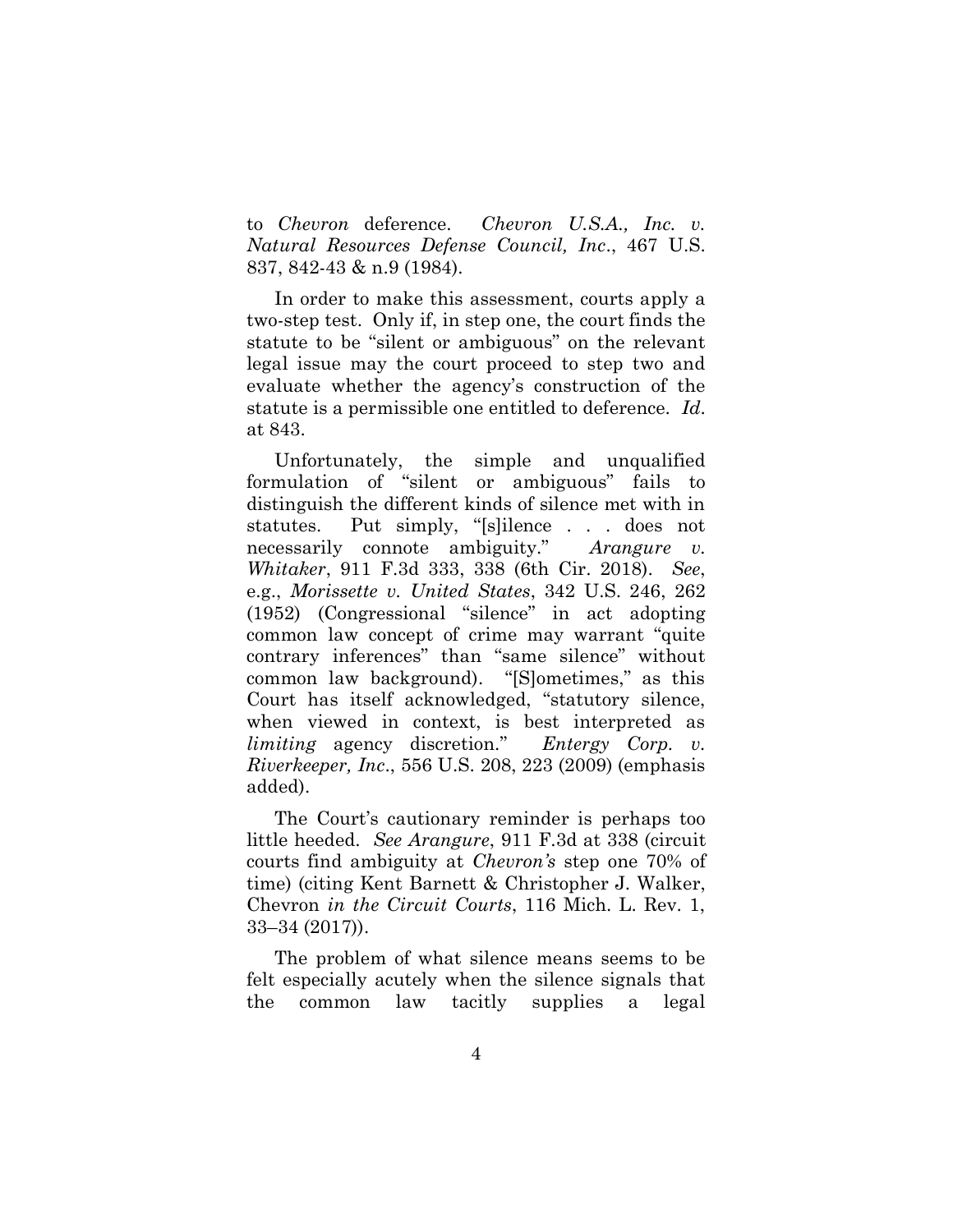to *Chevron* deference. *Chevron U.S.A., Inc. v. Natural Resources Defense Council, Inc*., 467 U.S. 837, 842-43 & n.9 (1984).

In order to make this assessment, courts apply a two-step test. Only if, in step one, the court finds the statute to be "silent or ambiguous" on the relevant legal issue may the court proceed to step two and evaluate whether the agency's construction of the statute is a permissible one entitled to deference. *Id*. at 843.

Unfortunately, the simple and unqualified formulation of "silent or ambiguous" fails to distinguish the different kinds of silence met with in statutes. Put simply, "[s]ilence . . . does not necessarily connote ambiguity." *Arangure v. Whitaker*, 911 F.3d 333, 338 (6th Cir. 2018). *See*, e.g., *Morissette v. United States*, 342 U.S. 246, 262 (1952) (Congressional "silence" in act adopting common law concept of crime may warrant "quite contrary inferences" than "same silence" without common law background). "[S]ometimes," as this Court has itself acknowledged, "statutory silence, when viewed in context, is best interpreted as *limiting* agency discretion." *Entergy Corp. v. Riverkeeper, Inc*., 556 U.S. 208, 223 (2009) (emphasis added).

The Court's cautionary reminder is perhaps too little heeded. *See Arangure*, 911 F.3d at 338 (circuit courts find ambiguity at *Chevron's* step one 70% of time) (citing Kent Barnett & Christopher J. Walker, Chevron *in the Circuit Courts*, 116 Mich. L. Rev. 1, 33–34 (2017)).

The problem of what silence means seems to be felt especially acutely when the silence signals that the common law tacitly supplies a legal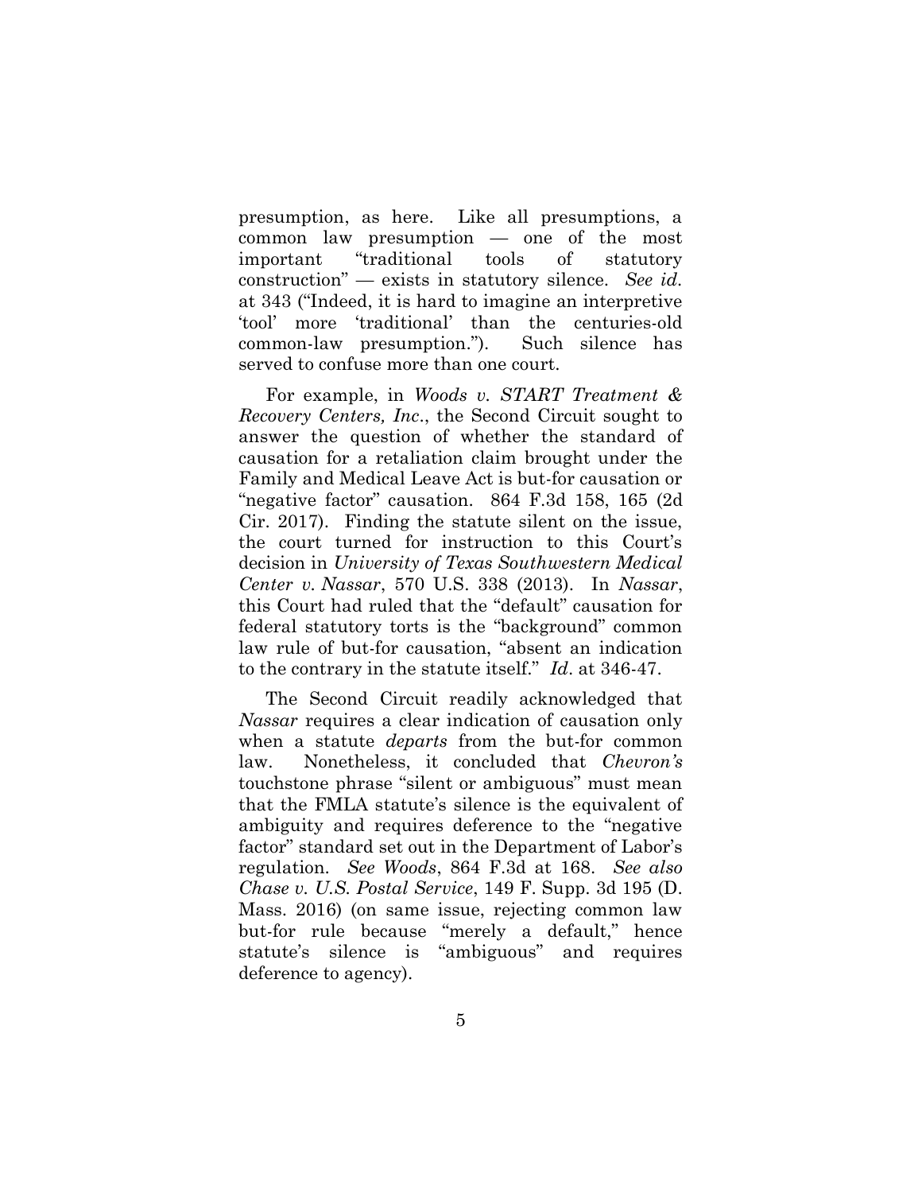presumption, as here. Like all presumptions, a common law presumption — one of the most important "traditional tools of statutory construction" — exists in statutory silence. *See id.* at 343 ("Indeed, it is hard to imagine an interpretive 'tool' more 'traditional' than the centuries-old common-law presumption."). Such silence has served to confuse more than one court.

For example, in *Woods v. START Treatment & Recovery Centers, Inc.*, the Second Circuit sought to answer the question of whether the standard of causation for a retaliation claim brought under the Family and Medical Leave Act is but-for causation or "negative factor" causation. 864 F.3d 158, 165 (2d Cir. 2017). Finding the statute silent on the issue, the court turned for instruction to this Court's decision in *University of Texas Southwestern Medical Center v. Nassar*, 570 U.S. 338 (2013). In *Nassar*, this Court had ruled that the "default" causation for federal statutory torts is the "background" common law rule of but-for causation, "absent an indication to the contrary in the statute itself." *Id.* at 346-47.

The Second Circuit readily acknowledged that *Nassar* requires a clear indication of causation only when a statute *departs* from the but-for common law. Nonetheless, it concluded that *Chevron's* touchstone phrase "silent or ambiguous" must mean that the FMLA statute's silence is the equivalent of ambiguity and requires deference to the "negative factor" standard set out in the Department of Labor's regulation. *See Woods*, 864 F.3d at 168. *See also Chase v. U.S. Postal Service*, 149 F. Supp. 3d 195 (D. Mass. 2016) (on same issue, rejecting common law but-for rule because "merely a default," hence statute's silence is "ambiguous" and requires deference to agency).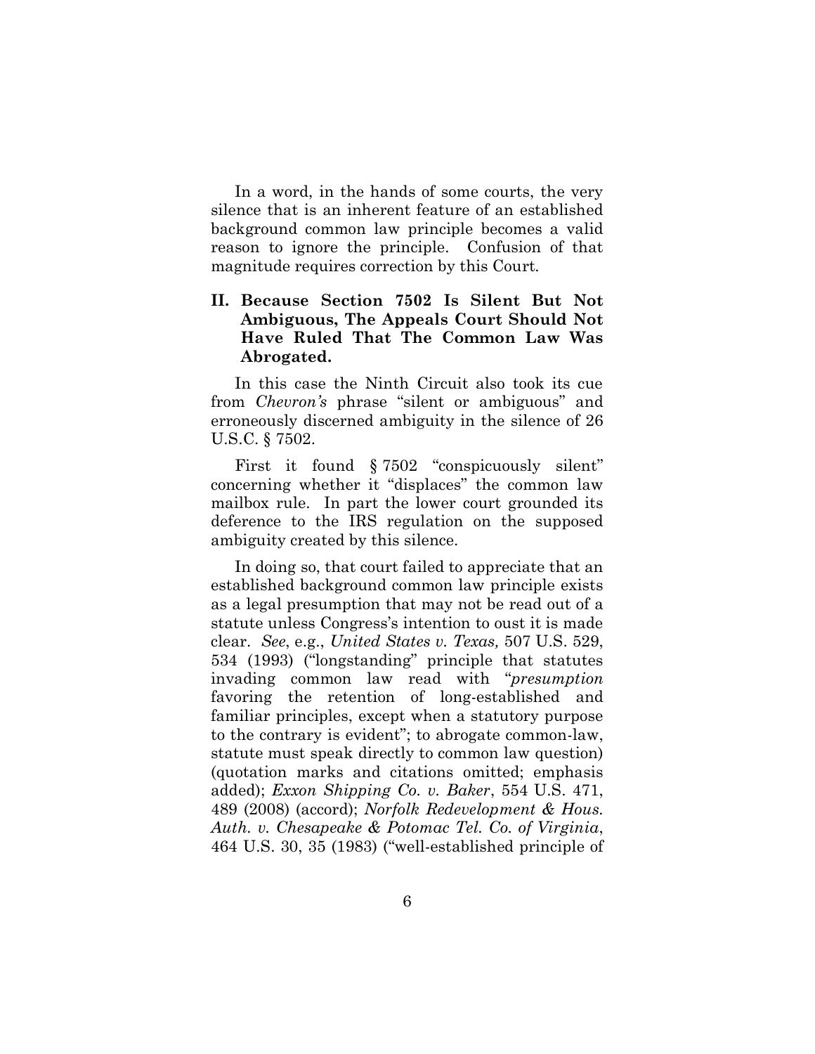In a word, in the hands of some courts, the very silence that is an inherent feature of an established background common law principle becomes a valid reason to ignore the principle. Confusion of that magnitude requires correction by this Court.

## II. Because Section 7502 Is Silent But Not Ambiguous, The Appeals Court Should Not Have Ruled That The Common Law Was Abrogated.

In this case the Ninth Circuit also took its cue from *Chevron's* phrase "silent or ambiguous" and erroneously discerned ambiguity in the silence of 26 U.S.C. § 7502.

First it found § 7502 "conspicuously silent" concerning whether it "displaces" the common law mailbox rule. In part the lower court grounded its deference to the IRS regulation on the supposed ambiguity created by this silence.

In doing so, that court failed to appreciate that an established background common law principle exists as a legal presumption that may not be read out of a statute unless Congress's intention to oust it is made clear. *See*, e.g., *United States v. Texas,* 507 U.S. 529, 534 (1993) ("longstanding" principle that statutes invading common law read with "*presumption* favoring the retention of long-established and familiar principles, except when a statutory purpose to the contrary is evident"; to abrogate common-law, statute must speak directly to common law question) (quotation marks and citations omitted; emphasis added); *Exxon Shipping Co. v. Baker*, 554 U.S. 471, 489 (2008) (accord); *Norfolk Redevelopment & Hous. Auth. v. Chesapeake & Potomac Tel. Co. of Virginia*, 464 U.S. 30, 35 (1983) ("well-established principle of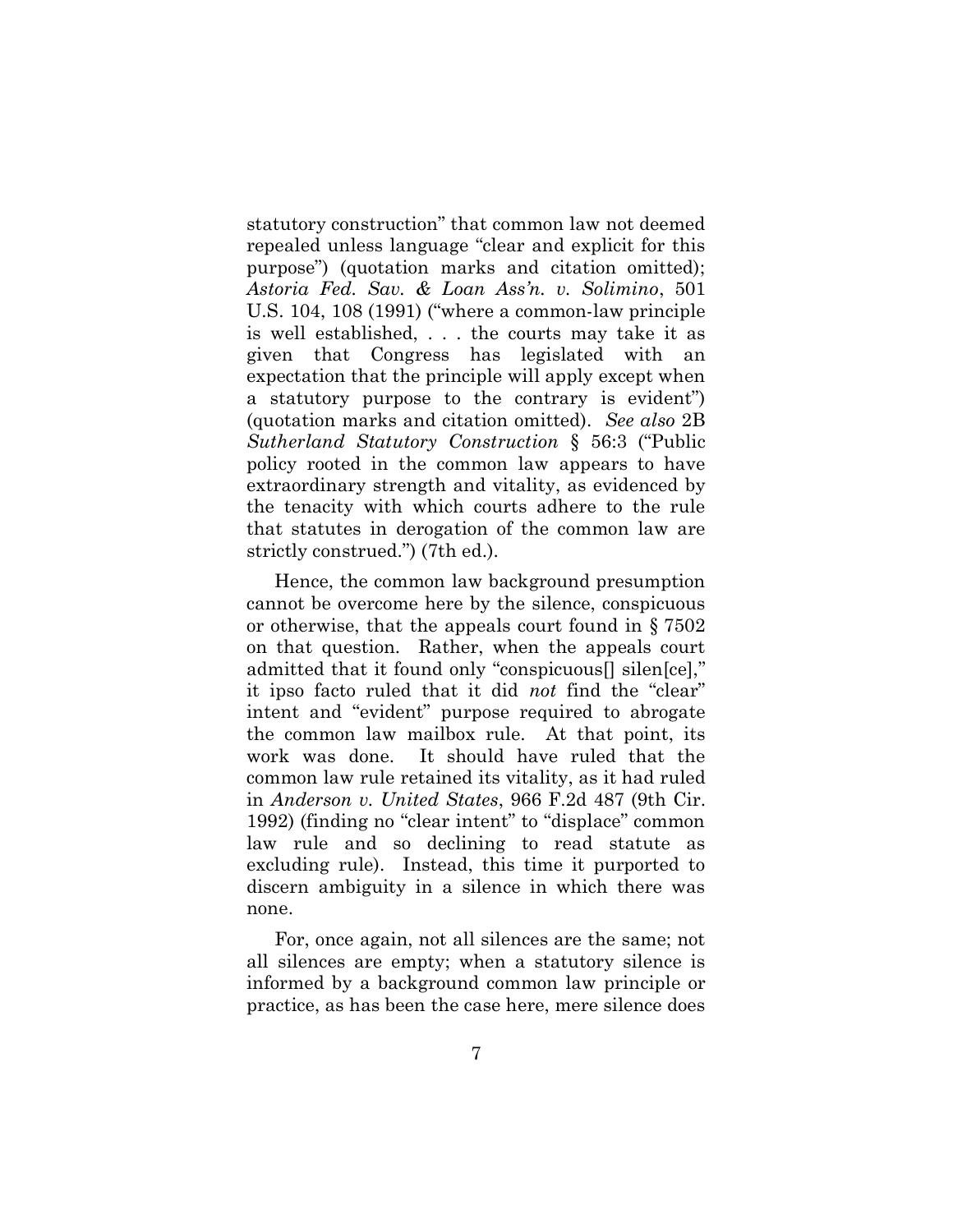statutory construction" that common law not deemed repealed unless language "clear and explicit for this purpose") (quotation marks and citation omitted); *Astoria Fed. Sav. & Loan Ass'n. v. Solimino*, 501 U.S. 104, 108 (1991) ("where a common-law principle is well established, . . . the courts may take it as given that Congress has legislated with an expectation that the principle will apply except when a statutory purpose to the contrary is evident") (quotation marks and citation omitted). *See also* 2B *Sutherland Statutory Construction* § 56:3 ("Public policy rooted in the common law appears to have extraordinary strength and vitality, as evidenced by the tenacity with which courts adhere to the rule that statutes in derogation of the common law are strictly construed.") (7th ed.).

Hence, the common law background presumption cannot be overcome here by the silence, conspicuous or otherwise, that the appeals court found in § 7502 on that question. Rather, when the appeals court admitted that it found only "conspicuous[] silen[ce]," it ipso facto ruled that it did *not* find the "clear" intent and "evident" purpose required to abrogate the common law mailbox rule. At that point, its work was done. It should have ruled that the common law rule retained its vitality, as it had ruled in *Anderson v. United States*, 966 F.2d 487 (9th Cir. 1992) (finding no "clear intent" to "displace" common law rule and so declining to read statute as excluding rule). Instead, this time it purported to discern ambiguity in a silence in which there was none.

For, once again, not all silences are the same; not all silences are empty; when a statutory silence is informed by a background common law principle or practice, as has been the case here, mere silence does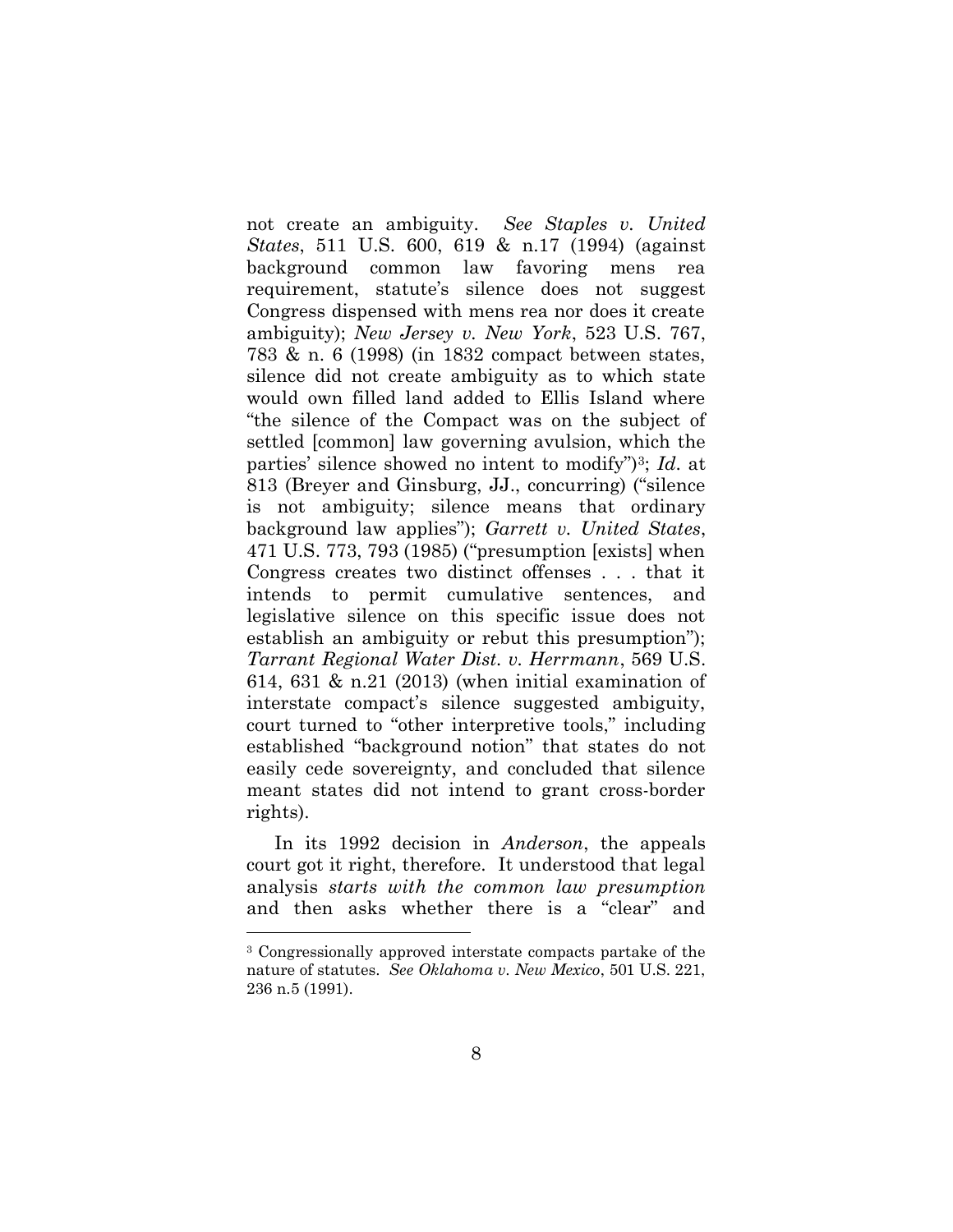not create an ambiguity. *See Staples v. United States*, 511 U.S. 600, 619 & n.17 (1994) (against background common law favoring mens rea requirement, statute's silence does not suggest Congress dispensed with mens rea nor does it create ambiguity); *New Jersey v. New York*, 523 U.S. 767, 783 & n. 6 (1998) (in 1832 compact between states, silence did not create ambiguity as to which state would own filled land added to Ellis Island where "the silence of the Compact was on the subject of settled [common] law governing avulsion, which the parties' silence showed no intent to modify")[3]; *Id.* at 813 (Breyer and Ginsburg, JJ., concurring) ("silence is not ambiguity; silence means that ordinary background law applies"); *Garrett v. United States*, 471 U.S. 773, 793 (1985) ("presumption [exists] when Congress creates two distinct offenses . . . that it intends to permit cumulative sentences, and legislative silence on this specific issue does not establish an ambiguity or rebut this presumption"); *Tarrant Regional Water Dist. v. Herrmann*, 569 U.S. 614, 631 & n.21 (2013) (when initial examination of interstate compact's silence suggested ambiguity, court turned to "other interpretive tools," including established "background notion" that states do not easily cede sovereignty, and concluded that silence meant states did not intend to grant cross-border rights).

In its 1992 decision in *Anderson*, the appeals court got it right, therefore. It understood that legal analysis *starts with the common law presumption* and then asks whether there is a "clear" and

[3] Congressionally approved interstate compacts partake of the nature of statutes. *See Oklahoma v. New Mexico*, 501 U.S. 221, 236 n.5 (1991).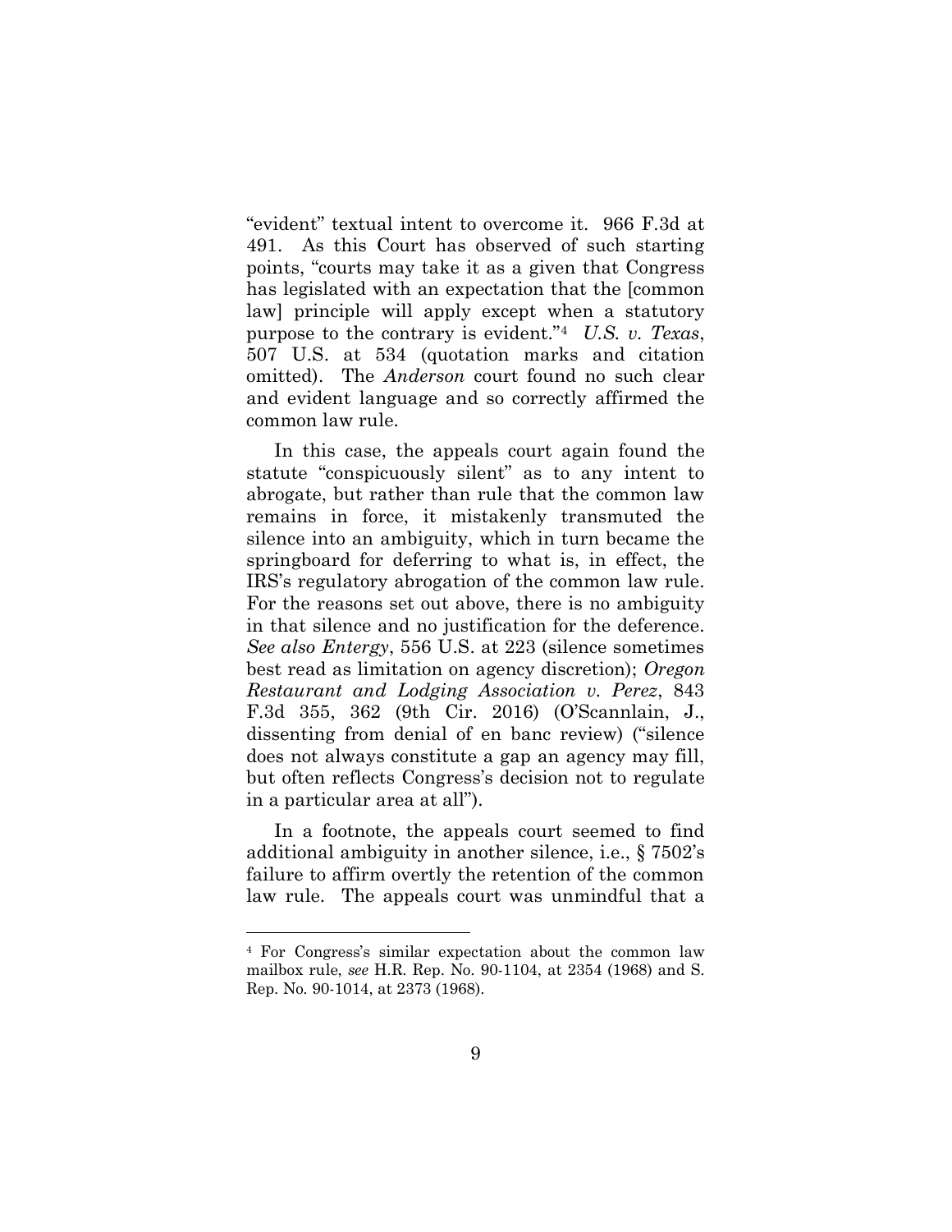"evident" textual intent to overcome it. 966 F.3d at 491. As this Court has observed of such starting points, "courts may take it as a given that Congress has legislated with an expectation that the [common law] principle will apply except when a statutory purpose to the contrary is evident."[4] *U.S. v. Texas*, 507 U.S. at 534 (quotation marks and citation omitted). The *Anderson* court found no such clear and evident language and so correctly affirmed the common law rule.

In this case, the appeals court again found the statute "conspicuously silent" as to any intent to abrogate, but rather than rule that the common law remains in force, it mistakenly transmuted the silence into an ambiguity, which in turn became the springboard for deferring to what is, in effect, the IRS's regulatory abrogation of the common law rule. For the reasons set out above, there is no ambiguity in that silence and no justification for the deference. *See also Entergy*, 556 U.S. at 223 (silence sometimes best read as limitation on agency discretion); *Oregon Restaurant and Lodging Association v. Perez*, 843 F.3d 355, 362 (9th Cir. 2016) (O'Scannlain, J., dissenting from denial of en banc review) ("silence does not always constitute a gap an agency may fill, but often reflects Congress's decision not to regulate in a particular area at all").

In a footnote, the appeals court seemed to find additional ambiguity in another silence, i.e., § 7502's failure to affirm overtly the retention of the common law rule. The appeals court was unmindful that a

---

[4] For Congress's similar expectation about the common law mailbox rule, *see* H.R. Rep. No. 90-1104, at 2354 (1968) and S. Rep. No. 90-1014, at 2373 (1968).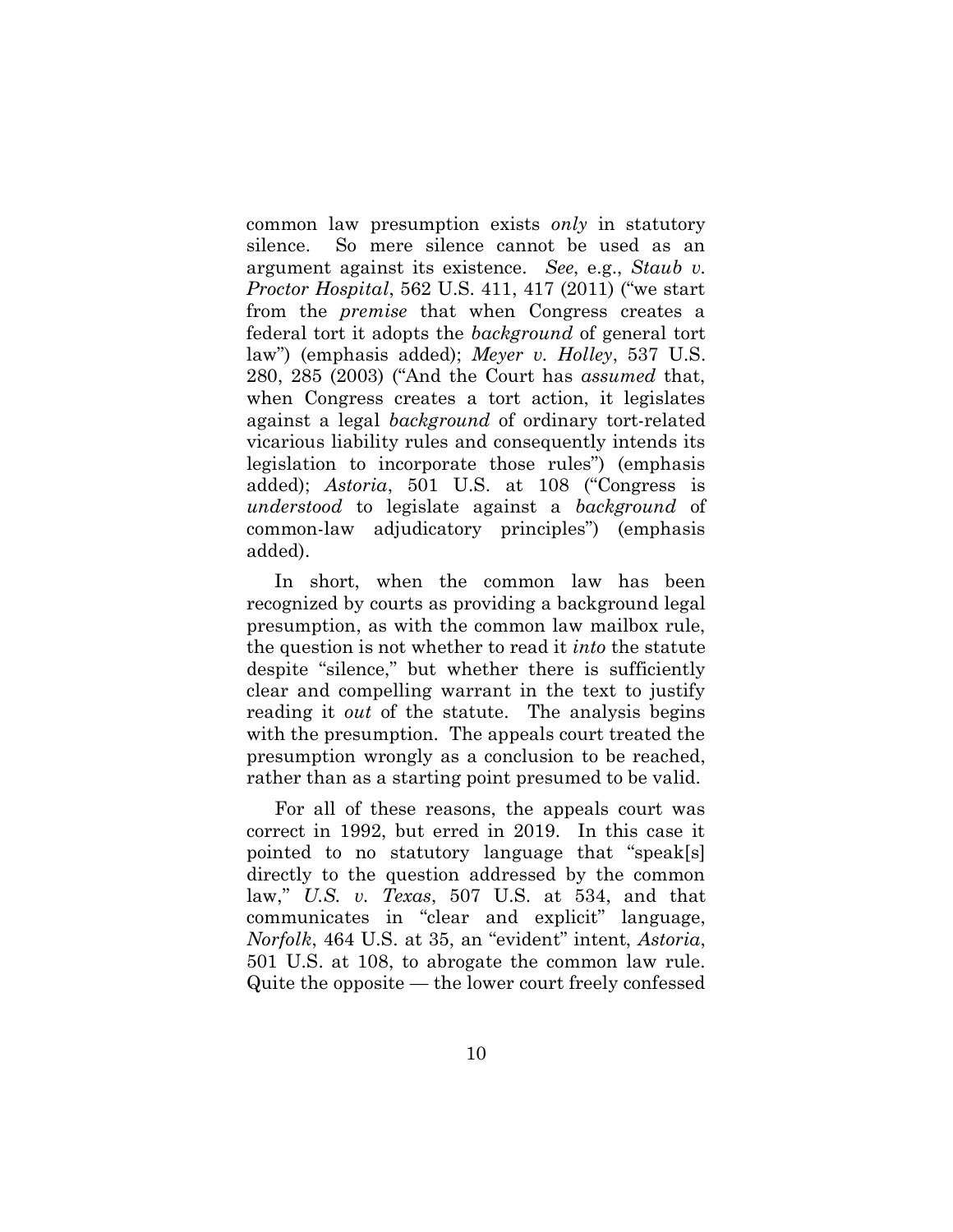common law presumption exists *only* in statutory silence. So mere silence cannot be used as an argument against its existence. *See*, e.g., *Staub v. Proctor Hospital*, 562 U.S. 411, 417 (2011) ("we start from the *premise* that when Congress creates a federal tort it adopts the *background* of general tort law") (emphasis added); *Meyer v. Holley*, 537 U.S. 280, 285 (2003) ("And the Court has *assumed* that, when Congress creates a tort action, it legislates against a legal *background* of ordinary tort-related vicarious liability rules and consequently intends its legislation to incorporate those rules") (emphasis added); *Astoria*, 501 U.S. at 108 ("Congress is *understood* to legislate against a *background* of common-law adjudicatory principles") (emphasis added).

In short, when the common law has been recognized by courts as providing a background legal presumption, as with the common law mailbox rule, the question is not whether to read it *into* the statute despite "silence," but whether there is sufficiently clear and compelling warrant in the text to justify reading it *out* of the statute. The analysis begins with the presumption. The appeals court treated the presumption wrongly as a conclusion to be reached, rather than as a starting point presumed to be valid.

For all of these reasons, the appeals court was correct in 1992, but erred in 2019. In this case it pointed to no statutory language that "speak[s] directly to the question addressed by the common law," *U.S. v. Texas*, 507 U.S. at 534, and that communicates in "clear and explicit" language, *Norfolk*, 464 U.S. at 35, an "evident" intent, *Astoria*, 501 U.S. at 108, to abrogate the common law rule. Quite the opposite — the lower court freely confessed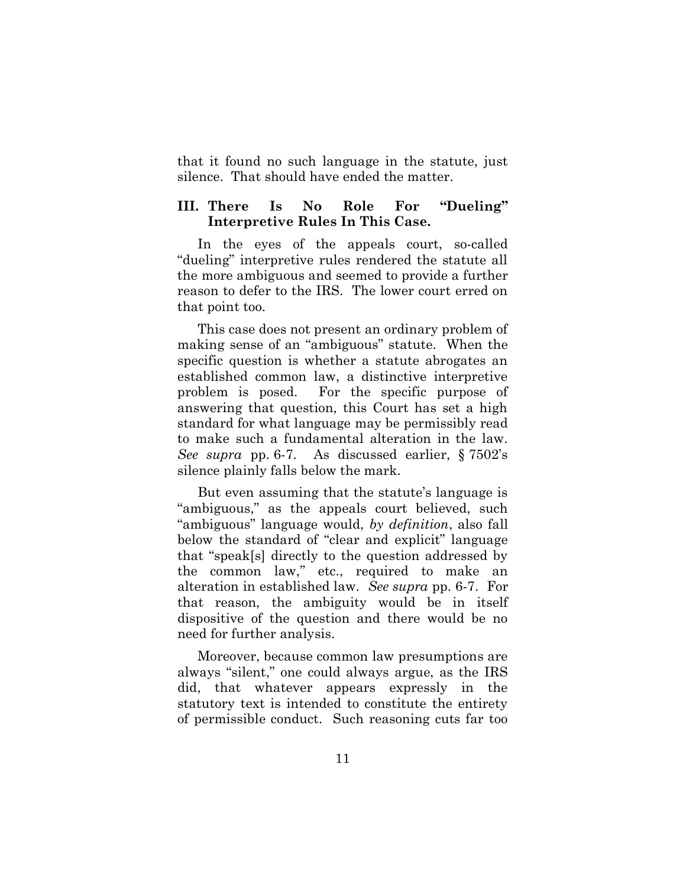that it found no such language in the statute, just silence. That should have ended the matter.

## III. There Is No Role For "Dueling" Interpretive Rules In This Case.

In the eyes of the appeals court, so-called "dueling" interpretive rules rendered the statute all the more ambiguous and seemed to provide a further reason to defer to the IRS. The lower court erred on that point too.

This case does not present an ordinary problem of making sense of an "ambiguous" statute. When the specific question is whether a statute abrogates an established common law, a distinctive interpretive problem is posed. For the specific purpose of answering that question, this Court has set a high standard for what language may be permissibly read to make such a fundamental alteration in the law. *See supra* pp. 6-7. As discussed earlier, § 7502's silence plainly falls below the mark.

But even assuming that the statute's language is "ambiguous," as the appeals court believed, such "ambiguous" language would, *by definition*, also fall below the standard of "clear and explicit" language that "speak[s] directly to the question addressed by the common law," etc., required to make an alteration in established law. *See supra* pp. 6-7. For that reason, the ambiguity would be in itself dispositive of the question and there would be no need for further analysis.

Moreover, because common law presumptions are always "silent," one could always argue, as the IRS did, that whatever appears expressly in the statutory text is intended to constitute the entirety of permissible conduct. Such reasoning cuts far too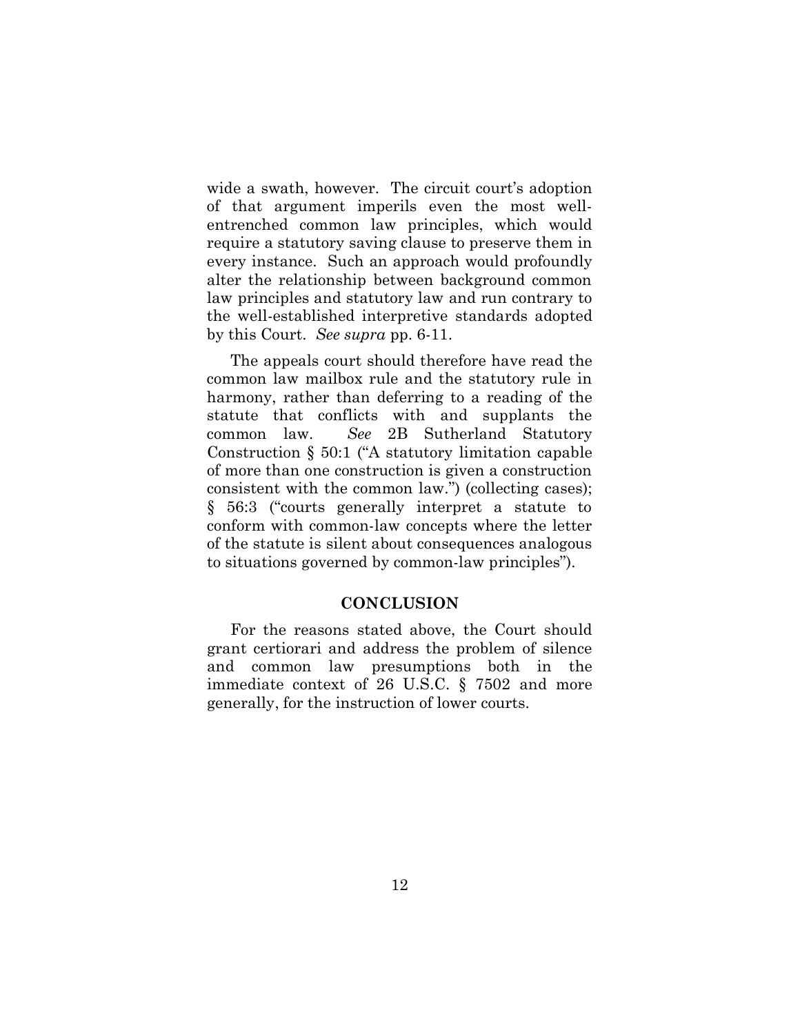wide a swath, however. The circuit court's adoption of that argument imperils even the most well-entrenched common law principles, which would require a statutory saving clause to preserve them in every instance. Such an approach would profoundly alter the relationship between background common law principles and statutory law and run contrary to the well-established interpretive standards adopted by this Court. *See supra* pp. 6-11.

The appeals court should therefore have read the common law mailbox rule and the statutory rule in harmony, rather than deferring to a reading of the statute that conflicts with and supplants the common law. *See* 2B Sutherland Statutory Construction § 50:1 ("A statutory limitation capable of more than one construction is given a construction consistent with the common law.") (collecting cases); § 56:3 ("courts generally interpret a statute to conform with common-law concepts where the letter of the statute is silent about consequences analogous to situations governed by common-law principles").

## CONCLUSION

For the reasons stated above, the Court should grant certiorari and address the problem of silence and common law presumptions both in the immediate context of 26 U.S.C. § 7502 and more generally, for the instruction of lower courts.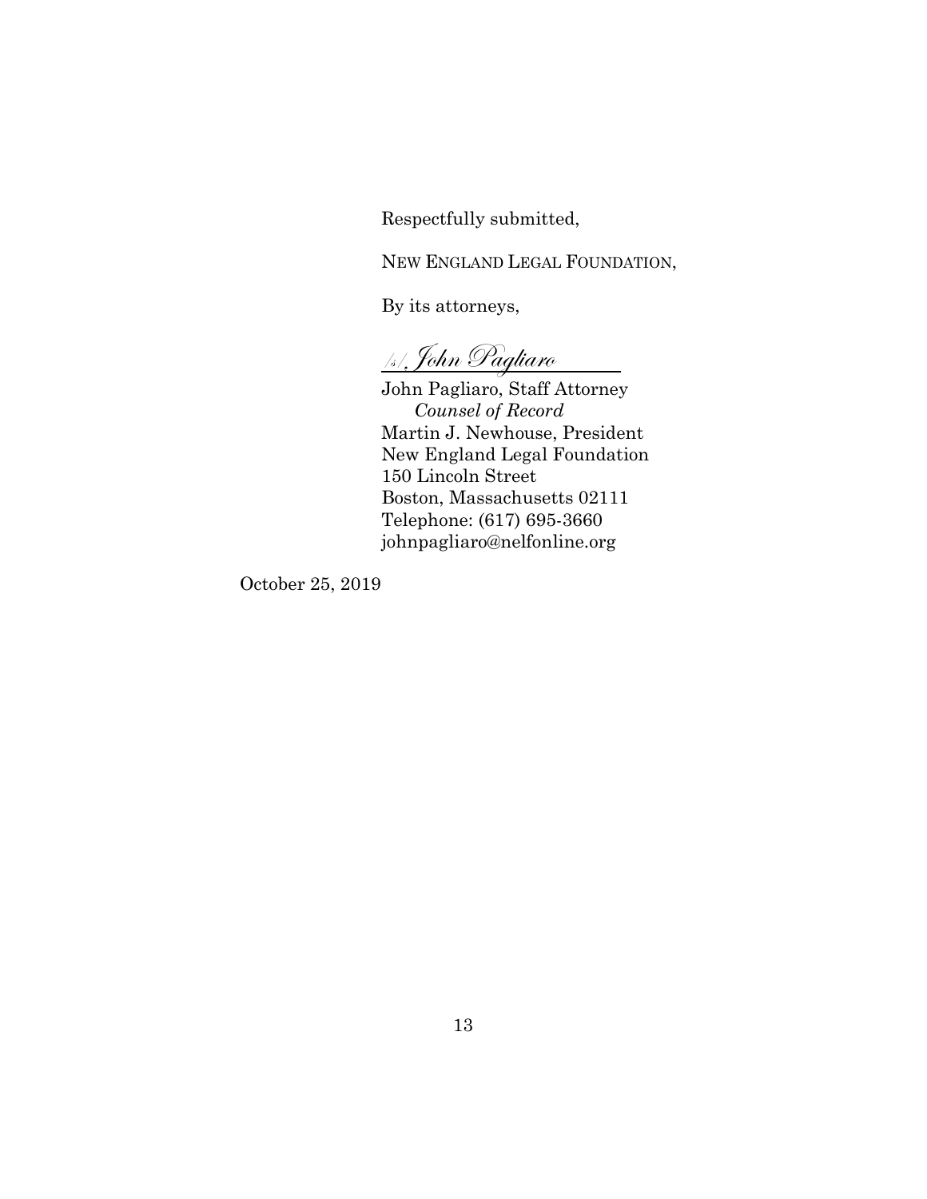Respectfully submitted,

NEW ENGLAND LEGAL FOUNDATION,

By its attorneys,

/s/ John Pagliaro

John Pagliaro, Staff Attorney
*Counsel of Record*
Martin J. Newhouse, President
New England Legal Foundation
150 Lincoln Street
Boston, Massachusetts 02111
Telephone: (617) 695-3660
johnpagliaro@nelfonline.org

October 25, 2019